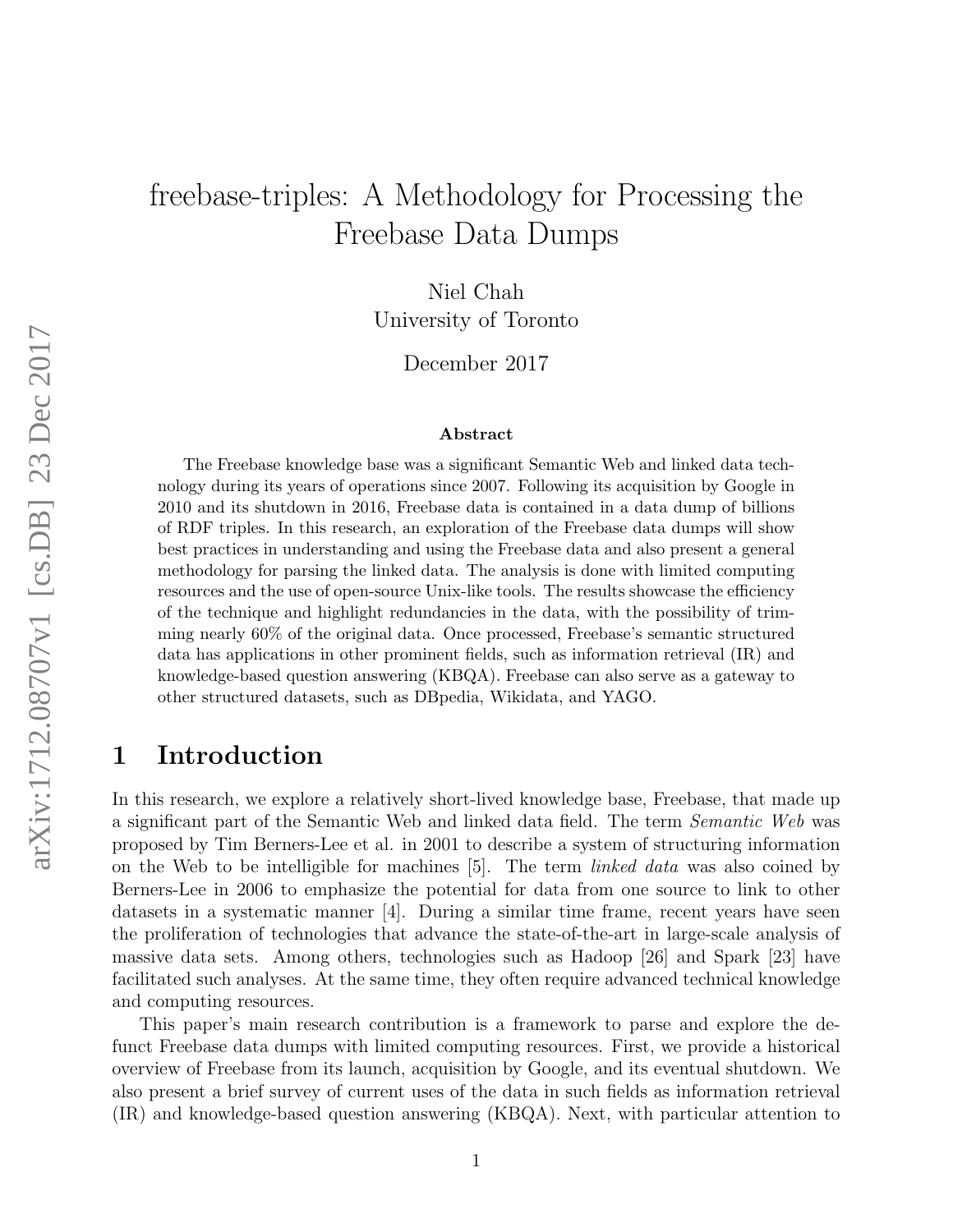# freebase-triples: A Methodology for Processing the Freebase Data Dumps

Niel Chah
University of Toronto

December 2017

### Abstract

The Freebase knowledge base was a significant Semantic Web and linked data technology during its years of operations since 2007. Following its acquisition by Google in 2010 and its shutdown in 2016, Freebase data is contained in a data dump of billions of RDF triples. In this research, an exploration of the Freebase data dumps will show best practices in understanding and using the Freebase data and also present a general methodology for parsing the linked data. The analysis is done with limited computing resources and the use of open-source Unix-like tools. The results showcase the efficiency of the technique and highlight redundancies in the data, with the possibility of trimming nearly 60% of the original data. Once processed, Freebase's semantic structured data has applications in other prominent fields, such as information retrieval (IR) and knowledge-based question answering (KBQA). Freebase can also serve as a gateway to other structured datasets, such as DBpedia, Wikidata, and YAGO.

## 1 Introduction

In this research, we explore a relatively short-lived knowledge base, Freebase, that made up a significant part of the Semantic Web and linked data field. The term *Semantic Web* was proposed by Tim Berners-Lee et al. in 2001 to describe a system of structuring information on the Web to be intelligible for machines [5]. The term *linked data* was also coined by Berners-Lee in 2006 to emphasize the potential for data from one source to link to other datasets in a systematic manner [4]. During a similar time frame, recent years have seen the proliferation of technologies that advance the state-of-the-art in large-scale analysis of massive data sets. Among others, technologies such as Hadoop [26] and Spark [23] have facilitated such analyses. At the same time, they often require advanced technical knowledge and computing resources.

This paper's main research contribution is a framework to parse and explore the defunct Freebase data dumps with limited computing resources. First, we provide a historical overview of Freebase from its launch, acquisition by Google, and its eventual shutdown. We also present a brief survey of current uses of the data in such fields as information retrieval (IR) and knowledge-based question answering (KBQA). Next, with particular attention to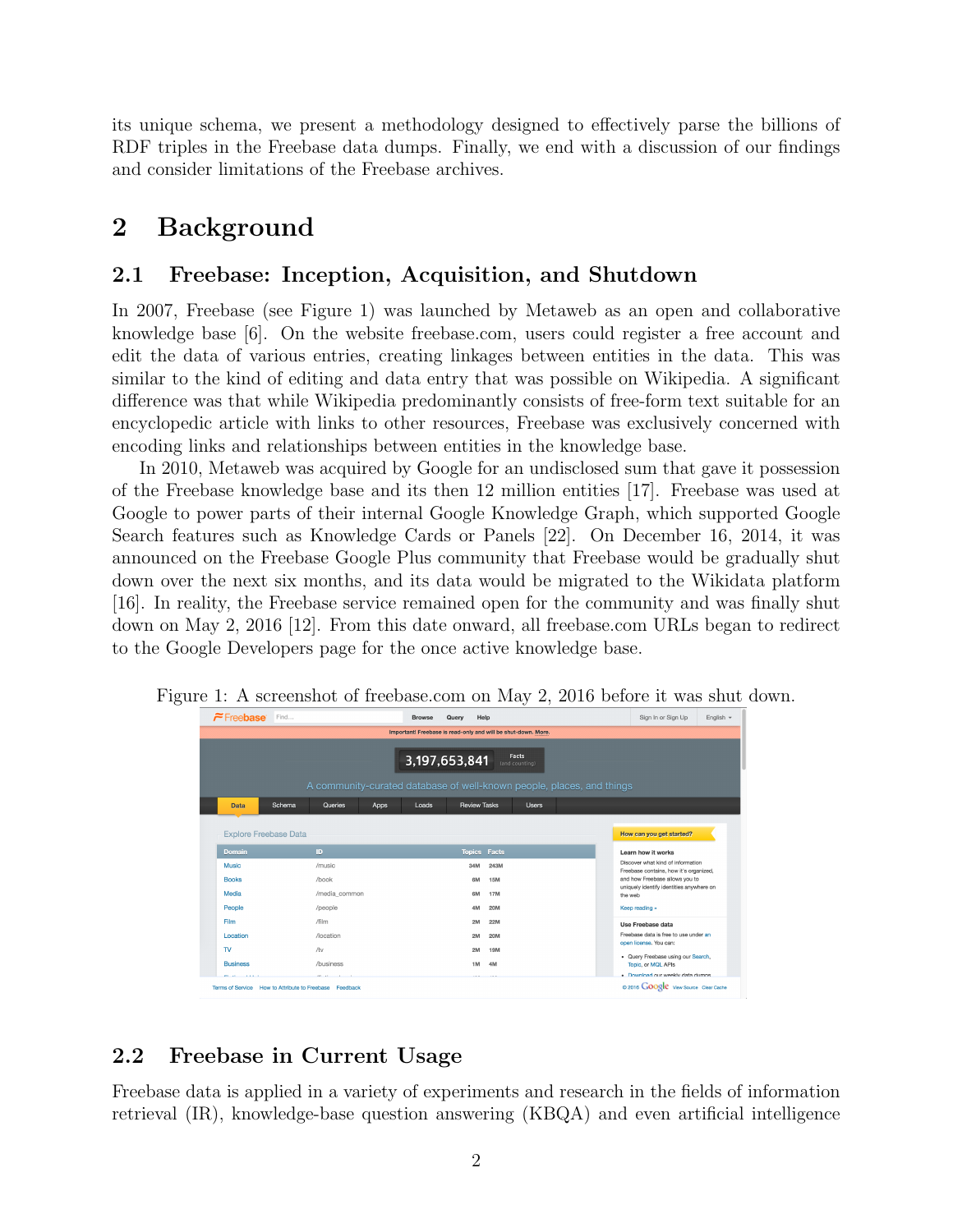its unique schema, we present a methodology designed to effectively parse the billions of RDF triples in the Freebase data dumps. Finally, we end with a discussion of our findings and consider limitations of the Freebase archives.

# 2 Background

## 2.1 Freebase: Inception, Acquisition, and Shutdown

In 2007, Freebase (see Figure 1) was launched by Metaweb as an open and collaborative knowledge base [6]. On the website freebase.com, users could register a free account and edit the data of various entries, creating linkages between entities in the data. This was similar to the kind of editing and data entry that was possible on Wikipedia. A significant difference was that while Wikipedia predominantly consists of free-form text suitable for an encyclopedic article with links to other resources, Freebase was exclusively concerned with encoding links and relationships between entities in the knowledge base.

In 2010, Metaweb was acquired by Google for an undisclosed sum that gave it possession of the Freebase knowledge base and its then 12 million entities [17]. Freebase was used at Google to power parts of their internal Google Knowledge Graph, which supported Google Search features such as Knowledge Cards or Panels [22]. On December 16, 2014, it was announced on the Freebase Google Plus community that Freebase would be gradually shut down over the next six months, and its data would be migrated to the Wikidata platform [16]. In reality, the Freebase service remained open for the community and was finally shut down on May 2, 2016 [12]. From this date onward, all freebase.com URLs began to redirect to the Google Developers page for the once active knowledge base.

Figure 1: A screenshot of freebase.com on May 2, 2016 before it was shut down.

## 2.2 Freebase in Current Usage

Freebase data is applied in a variety of experiments and research in the fields of information retrieval (IR), knowledge-base question answering (KBQA) and even artificial intelligence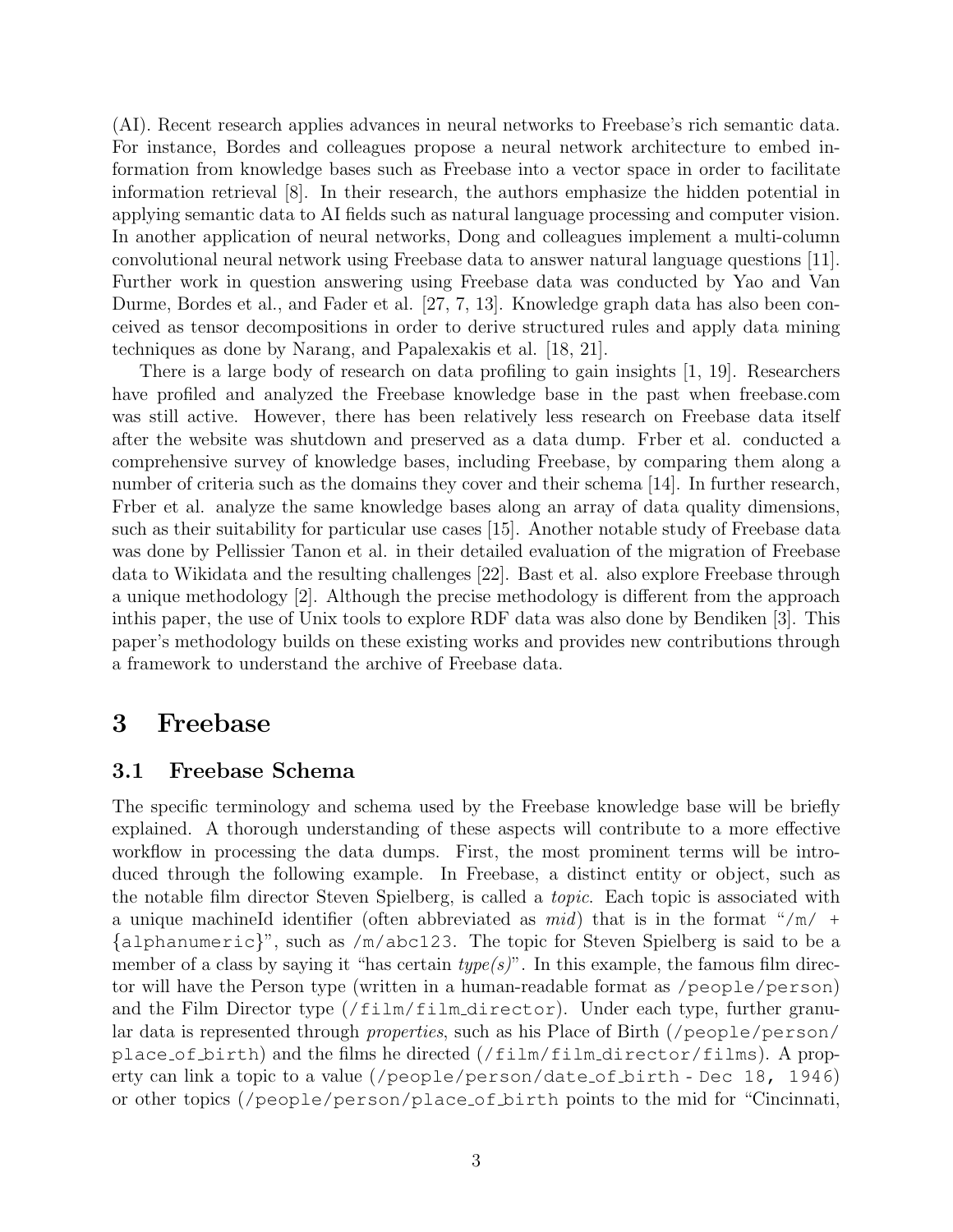(AI). Recent research applies advances in neural networks to Freebase's rich semantic data. For instance, Bordes and colleagues propose a neural network architecture to embed information from knowledge bases such as Freebase into a vector space in order to facilitate information retrieval [8]. In their research, the authors emphasize the hidden potential in applying semantic data to AI fields such as natural language processing and computer vision. In another application of neural networks, Dong and colleagues implement a multi-column convolutional neural network using Freebase data to answer natural language questions [11]. Further work in question answering using Freebase data was conducted by Yao and Van Durme, Bordes et al., and Fader et al. [27, 7, 13]. Knowledge graph data has also been conceived as tensor decompositions in order to derive structured rules and apply data mining techniques as done by Narang, and Papalexakis et al. [18, 21].

There is a large body of research on data profiling to gain insights [1, 19]. Researchers have profiled and analyzed the Freebase knowledge base in the past when freebase.com was still active. However, there has been relatively less research on Freebase data itself after the website was shutdown and preserved as a data dump. Frber et al. conducted a comprehensive survey of knowledge bases, including Freebase, by comparing them along a number of criteria such as the domains they cover and their schema [14]. In further research, Frber et al. analyze the same knowledge bases along an array of data quality dimensions, such as their suitability for particular use cases [15]. Another notable study of Freebase data was done by Pellissier Tanon et al. in their detailed evaluation of the migration of Freebase data to Wikidata and the resulting challenges [22]. Bast et al. also explore Freebase through a unique methodology [2]. Although the precise methodology is different from the approach inthis paper, the use of Unix tools to explore RDF data was also done by Bendiken [3]. This paper's methodology builds on these existing works and provides new contributions through a framework to understand the archive of Freebase data.

# 3 Freebase

## 3.1 Freebase Schema

The specific terminology and schema used by the Freebase knowledge base will be briefly explained. A thorough understanding of these aspects will contribute to a more effective workflow in processing the data dumps. First, the most prominent terms will be introduced through the following example. In Freebase, a distinct entity or object, such as the notable film director Steven Spielberg, is called a *topic*. Each topic is associated with a unique machineId identifier (often abbreviated as *mid*) that is in the format "`/m/ + {alphanumeric}`", such as `/m/abc123`. The topic for Steven Spielberg is said to be a member of a class by saying it "has certain *type(s)*". In this example, the famous film director will have the Person type (written in a human-readable format as `/people/person`) and the Film Director type (`/film/film_director`). Under each type, further granular data is represented through *properties*, such as his Place of Birth (`/people/person/place_of_birth`) and the films he directed (`/film/film_director/films`). A property can link a topic to a value (`/people/person/date_of_birth - Dec 18, 1946`) or other topics (`/people/person/place_of_birth` points to the mid for "Cincinnati,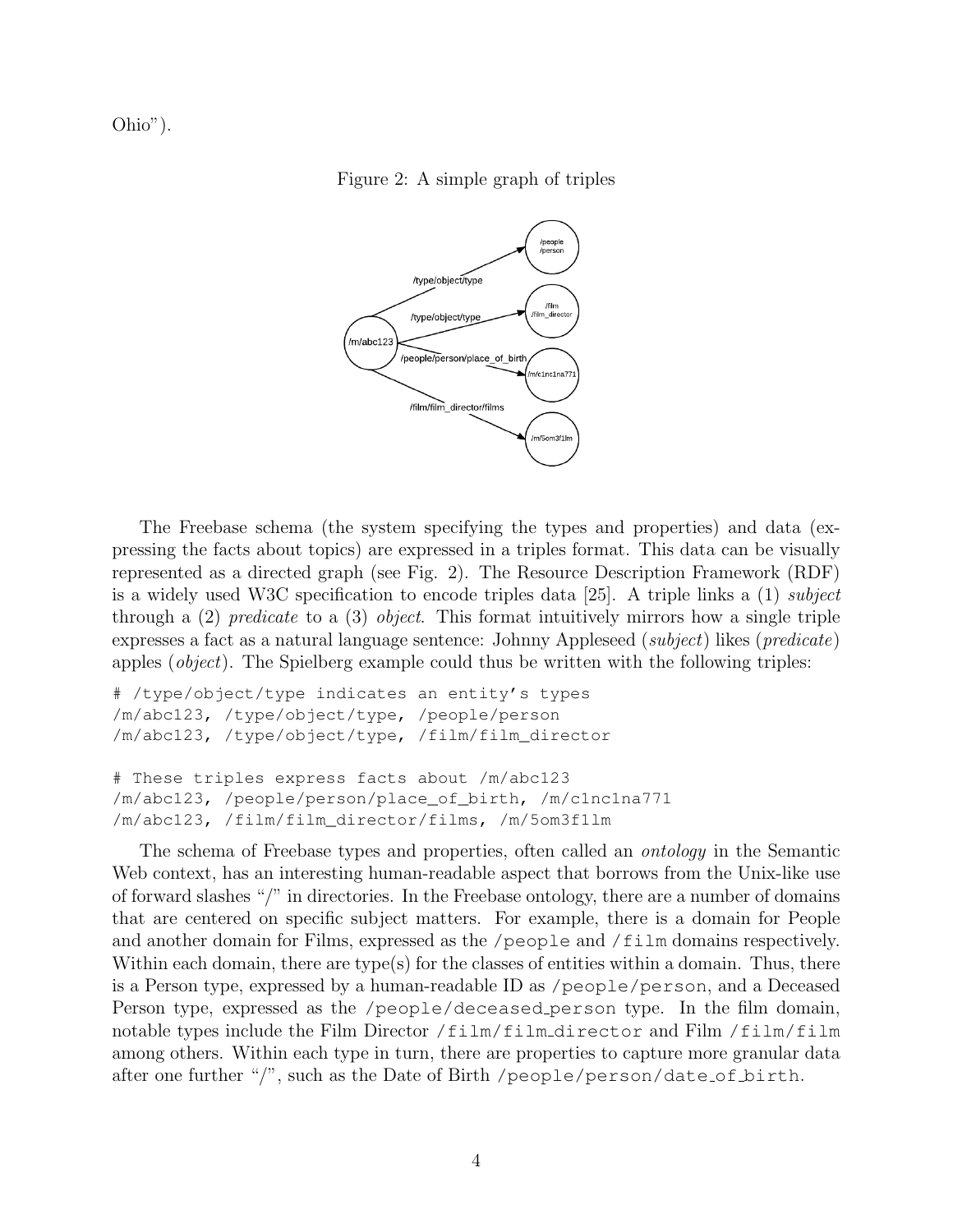Ohio").

Figure 2: A simple graph of triples

The Freebase schema (the system specifying the types and properties) and data (expressing the facts about topics) are expressed in a triples format. This data can be visually represented as a directed graph (see Fig. 2). The Resource Description Framework (RDF) is a widely used W3C specification to encode triples data [25]. A triple links a (1) *subject* through a (2) *predicate* to a (3) *object*. This format intuitively mirrors how a single triple expresses a fact as a natural language sentence: Johnny Appleseed (*subject*) likes (*predicate*) apples (*object*). The Spielberg example could thus be written with the following triples:

```
# /type/object/type indicates an entity's types
/m/abc123, /type/object/type, /people/person
/m/abc123, /type/object/type, /film/film_director

# These triples express facts about /m/abc123
/m/abc123, /people/person/place_of_birth, /m/c1nc1na771
/m/abc123, /film/film_director/films, /m/5om3f1lm
```

The schema of Freebase types and properties, often called an *ontology* in the Semantic Web context, has an interesting human-readable aspect that borrows from the Unix-like use of forward slashes "/" in directories. In the Freebase ontology, there are a number of domains that are centered on specific subject matters. For example, there is a domain for People and another domain for Films, expressed as the `/people` and `/film` domains respectively. Within each domain, there are type(s) for the classes of entities within a domain. Thus, there is a Person type, expressed by a human-readable ID as `/people/person`, and a Deceased Person type, expressed as the `/people/deceased_person` type. In the film domain, notable types include the Film Director `/film/film_director` and Film `/film/film` among others. Within each type in turn, there are properties to capture more granular data after one further "/", such as the Date of Birth `/people/person/date_of_birth`.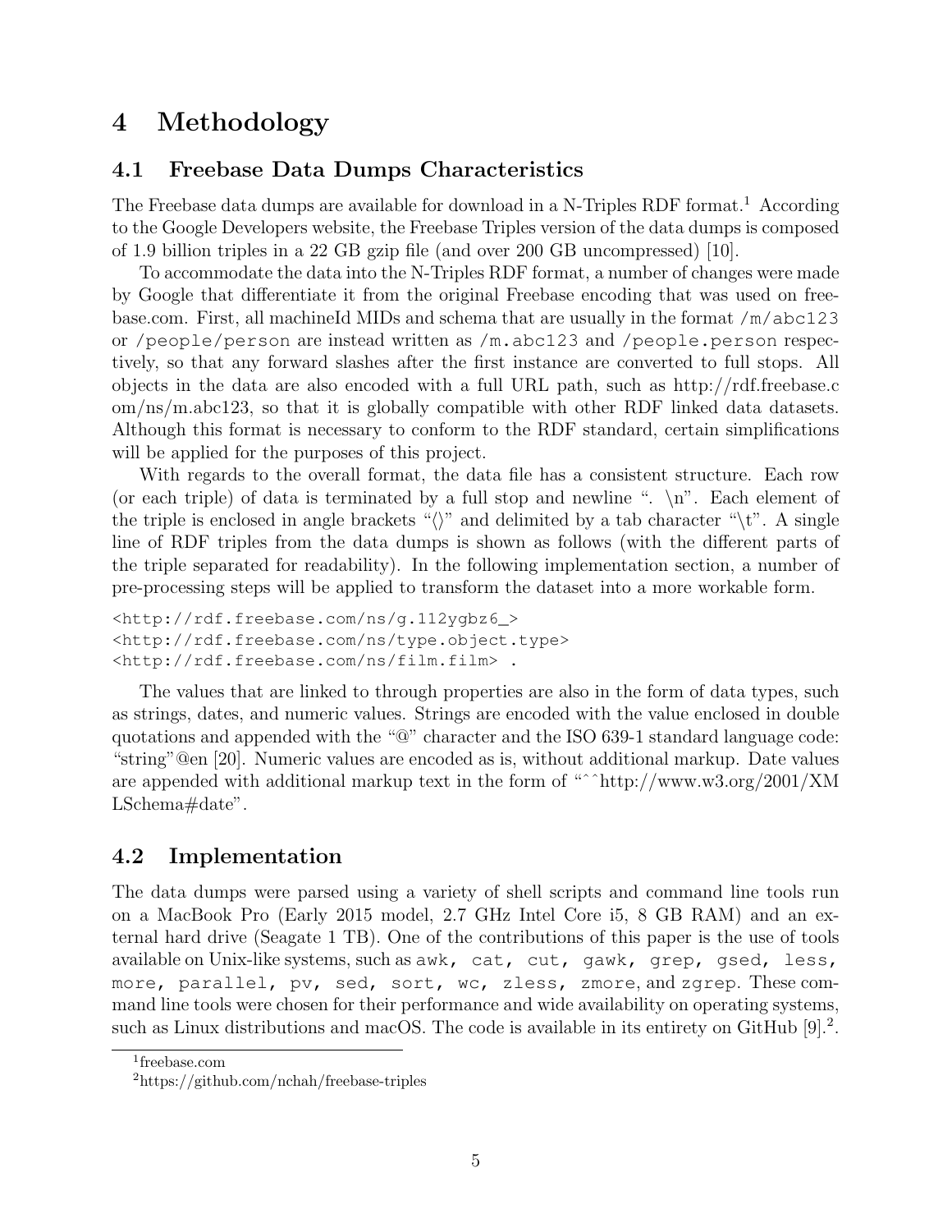# 4 Methodology

## 4.1 Freebase Data Dumps Characteristics

The Freebase data dumps are available for download in a N-Triples RDF format.[1] According to the Google Developers website, the Freebase Triples version of the data dumps is composed of 1.9 billion triples in a 22 GB gzip file (and over 200 GB uncompressed) [10].

To accommodate the data into the N-Triples RDF format, a number of changes were made by Google that differentiate it from the original Freebase encoding that was used on freebase.com. First, all machineId MIDs and schema that are usually in the format `/m/abc123` or `/people/person` are instead written as `/m.abc123` and `/people.person` respectively, so that any forward slashes after the first instance are converted to full stops. All objects in the data are also encoded with a full URL path, such as http://rdf.freebase.com/ns/m.abc123, so that it is globally compatible with other RDF linked data datasets. Although this format is necessary to conform to the RDF standard, certain simplifications will be applied for the purposes of this project.

With regards to the overall format, the data file has a consistent structure. Each row (or each triple) of data is terminated by a full stop and newline ". \n". Each element of the triple is enclosed in angle brackets "⟨⟩" and delimited by a tab character "\t". A single line of RDF triples from the data dumps is shown as follows (with the different parts of the triple separated for readability). In the following implementation section, a number of pre-processing steps will be applied to transform the dataset into a more workable form.

```
<http://rdf.freebase.com/ns/g.112ygbz6_>
<http://rdf.freebase.com/ns/type.object.type>
<http://rdf.freebase.com/ns/film.film> .
```

The values that are linked to through properties are also in the form of data types, such as strings, dates, and numeric values. Strings are encoded with the value enclosed in double quotations and appended with the "@" character and the ISO 639-1 standard language code: "string"@en [20]. Numeric values are encoded as is, without additional markup. Date values are appended with additional markup text in the form of "^^http://www.w3.org/2001/XMLSchema#date".

## 4.2 Implementation

The data dumps were parsed using a variety of shell scripts and command line tools run on a MacBook Pro (Early 2015 model, 2.7 GHz Intel Core i5, 8 GB RAM) and an external hard drive (Seagate 1 TB). One of the contributions of this paper is the use of tools available on Unix-like systems, such as `awk, cat, cut, gawk, grep, gsed, less, more, parallel, pv, sed, sort, wc, zless, zmore,` and `zgrep`. These command line tools were chosen for their performance and wide availability on operating systems, such as Linux distributions and macOS. The code is available in its entirety on GitHub [9].[2].

[1] freebase.com

[2] https://github.com/nchah/freebase-triples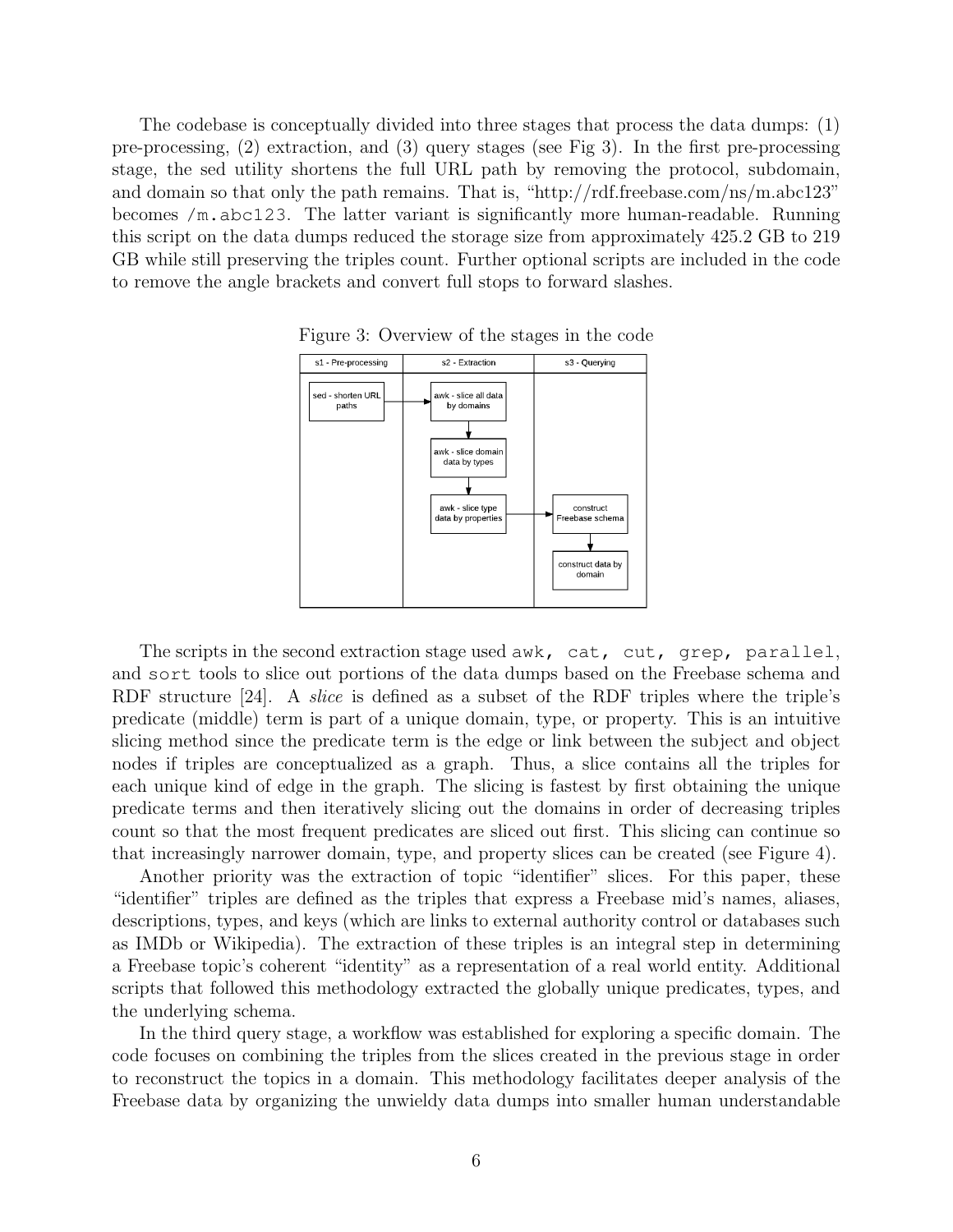The codebase is conceptually divided into three stages that process the data dumps: (1) pre-processing, (2) extraction, and (3) query stages (see Fig 3). In the first pre-processing stage, the sed utility shortens the full URL path by removing the protocol, subdomain, and domain so that only the path remains. That is, "http://rdf.freebase.com/ns/m.abc123" becomes `/m.abc123`. The latter variant is significantly more human-readable. Running this script on the data dumps reduced the storage size from approximately 425.2 GB to 219 GB while still preserving the triples count. Further optional scripts are included in the code to remove the angle brackets and convert full stops to forward slashes.

Figure 3: Overview of the stages in the code

| s1 - Pre-processing | s2 - Extraction | s3 - Querying |
|---|---|---|
| sed - shorten URL paths → | awk - slice all data by domains | |
| | ↓ awk - slice domain data by types | |
| | ↓ awk - slice type data by properties → | construct Freebase schema |
| | | ↓ construct data by domain |

The scripts in the second extraction stage used `awk, cat, cut, grep, parallel`, and `sort` tools to slice out portions of the data dumps based on the Freebase schema and RDF structure [24]. A *slice* is defined as a subset of the RDF triples where the triple's predicate (middle) term is part of a unique domain, type, or property. This is an intuitive slicing method since the predicate term is the edge or link between the subject and object nodes if triples are conceptualized as a graph. Thus, a slice contains all the triples for each unique kind of edge in the graph. The slicing is fastest by first obtaining the unique predicate terms and then iteratively slicing out the domains in order of decreasing triples count so that the most frequent predicates are sliced out first. This slicing can continue so that increasingly narrower domain, type, and property slices can be created (see Figure 4).

Another priority was the extraction of topic "identifier" slices. For this paper, these "identifier" triples are defined as the triples that express a Freebase mid's names, aliases, descriptions, types, and keys (which are links to external authority control or databases such as IMDb or Wikipedia). The extraction of these triples is an integral step in determining a Freebase topic's coherent "identity" as a representation of a real world entity. Additional scripts that followed this methodology extracted the globally unique predicates, types, and the underlying schema.

In the third query stage, a workflow was established for exploring a specific domain. The code focuses on combining the triples from the slices created in the previous stage in order to reconstruct the topics in a domain. This methodology facilitates deeper analysis of the Freebase data by organizing the unwieldy data dumps into smaller human understandable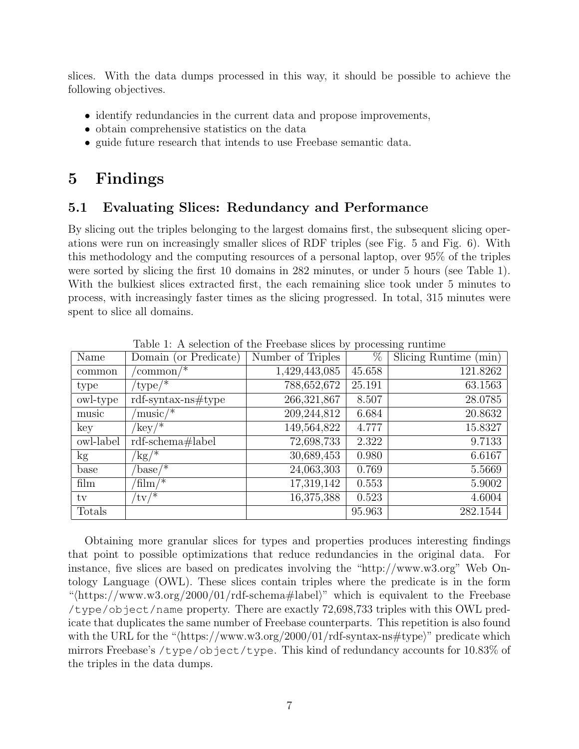slices. With the data dumps processed in this way, it should be possible to achieve the following objectives.

- identify redundancies in the current data and propose improvements,
- obtain comprehensive statistics on the data
- guide future research that intends to use Freebase semantic data.

# 5 Findings

## 5.1 Evaluating Slices: Redundancy and Performance

By slicing out the triples belonging to the largest domains first, the subsequent slicing operations were run on increasingly smaller slices of RDF triples (see Fig. 5 and Fig. 6). With this methodology and the computing resources of a personal laptop, over 95% of the triples were sorted by slicing the first 10 domains in 282 minutes, or under 5 hours (see Table 1). With the bulkiest slices extracted first, the each remaining slice took under 5 minutes to process, with increasingly faster times as the slicing progressed. In total, 315 minutes were spent to slice all domains.

Table 1: A selection of the Freebase slices by processing runtime

| Name | Domain (or Predicate) | Number of Triples | % | Slicing Runtime (min) |
|---|---|---|---|---|
| common | /common/* | 1,429,443,085 | 45.658 | 121.8262 |
| type | /type/* | 788,652,672 | 25.191 | 63.1563 |
| owl-type | rdf-syntax-ns#type | 266,321,867 | 8.507 | 28.0785 |
| music | /music/* | 209,244,812 | 6.684 | 20.8632 |
| key | /key/* | 149,564,822 | 4.777 | 15.8327 |
| owl-label | rdf-schema#label | 72,698,733 | 2.322 | 9.7133 |
| kg | /kg/* | 30,689,453 | 0.980 | 6.6167 |
| base | /base/* | 24,063,303 | 0.769 | 5.5669 |
| film | /film/* | 17,319,142 | 0.553 | 5.9002 |
| tv | /tv/* | 16,375,388 | 0.523 | 4.6004 |
| Totals | | | 95.963 | 282.1544 |

Obtaining more granular slices for types and properties produces interesting findings that point to possible optimizations that reduce redundancies in the original data. For instance, five slices are based on predicates involving the "http://www.w3.org" Web Ontology Language (OWL). These slices contain triples where the predicate is in the form "⟨https://www.w3.org/2000/01/rdf-schema#label⟩" which is equivalent to the Freebase `/type/object/name` property. There are exactly 72,698,733 triples with this OWL predicate that duplicates the same number of Freebase counterparts. This repetition is also found with the URL for the "⟨https://www.w3.org/2000/01/rdf-syntax-ns#type⟩" predicate which mirrors Freebase's `/type/object/type`. This kind of redundancy accounts for 10.83% of the triples in the data dumps.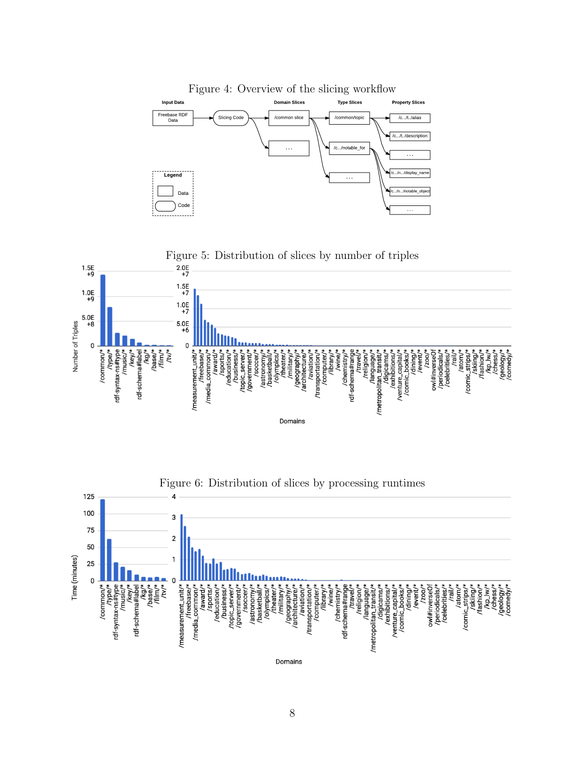Figure 4: Overview of the slicing workflow

Figure 5: Distribution of slices by number of triples

Figure 6: Distribution of slices by processing runtimes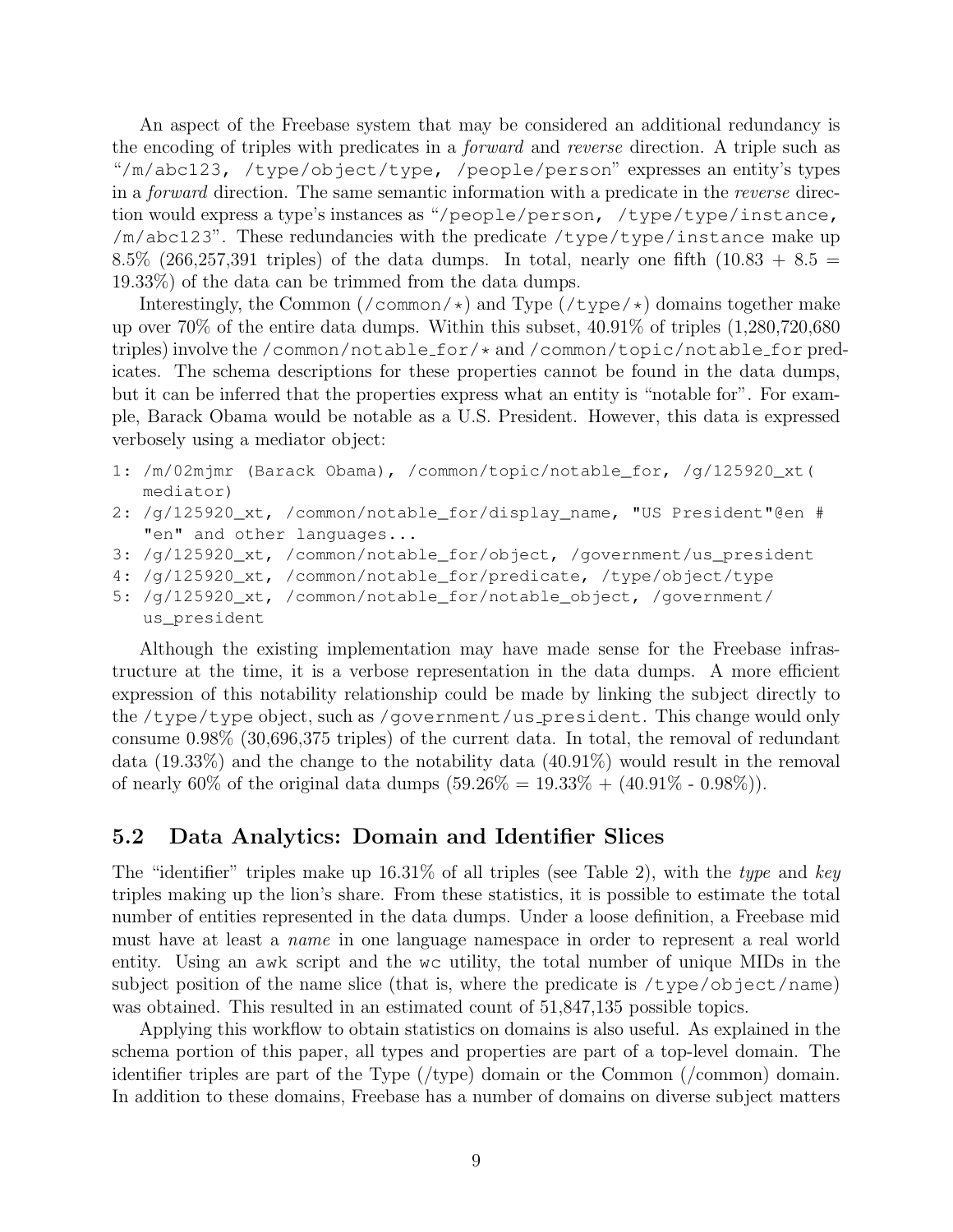An aspect of the Freebase system that may be considered an additional redundancy is the encoding of triples with predicates in a *forward* and *reverse* direction. A triple such as "`/m/abc123, /type/object/type, /people/person`" expresses an entity's types in a *forward* direction. The same semantic information with a predicate in the *reverse* direction would express a type's instances as "`/people/person, /type/type/instance, /m/abc123`". These redundancies with the predicate `/type/type/instance` make up 8.5% (266,257,391 triples) of the data dumps. In total, nearly one fifth (10.83 + 8.5 = 19.33%) of the data can be trimmed from the data dumps.

Interestingly, the Common (`/common/*`) and Type (`/type/*`) domains together make up over 70% of the entire data dumps. Within this subset, 40.91% of triples (1,280,720,680 triples) involve the `/common/notable_for/*` and `/common/topic/notable_for` predicates. The schema descriptions for these properties cannot be found in the data dumps, but it can be inferred that the properties express what an entity is "notable for". For example, Barack Obama would be notable as a U.S. President. However, this data is expressed verbosely using a mediator object:

```
1: /m/02mjmr (Barack Obama), /common/topic/notable_for, /g/125920_xt(
   mediator)
2: /g/125920_xt, /common/notable_for/display_name, "US President"@en #
   "en" and other languages...
3: /g/125920_xt, /common/notable_for/object, /government/us_president
4: /g/125920_xt, /common/notable_for/predicate, /type/object/type
5: /g/125920_xt, /common/notable_for/notable_object, /government/
   us_president
```

Although the existing implementation may have made sense for the Freebase infrastructure at the time, it is a verbose representation in the data dumps. A more efficient expression of this notability relationship could be made by linking the subject directly to the `/type/type` object, such as `/government/us_president`. This change would only consume 0.98% (30,696,375 triples) of the current data. In total, the removal of redundant data (19.33%) and the change to the notability data (40.91%) would result in the removal of nearly 60% of the original data dumps (59.26% = 19.33% + (40.91% - 0.98%)).

## 5.2 Data Analytics: Domain and Identifier Slices

The "identifier" triples make up 16.31% of all triples (see Table 2), with the *type* and *key* triples making up the lion's share. From these statistics, it is possible to estimate the total number of entities represented in the data dumps. Under a loose definition, a Freebase mid must have at least a *name* in one language namespace in order to represent a real world entity. Using an `awk` script and the `wc` utility, the total number of unique MIDs in the subject position of the name slice (that is, where the predicate is `/type/object/name`) was obtained. This resulted in an estimated count of 51,847,135 possible topics.

Applying this workflow to obtain statistics on domains is also useful. As explained in the schema portion of this paper, all types and properties are part of a top-level domain. The identifier triples are part of the Type (/type) domain or the Common (/common) domain. In addition to these domains, Freebase has a number of domains on diverse subject matters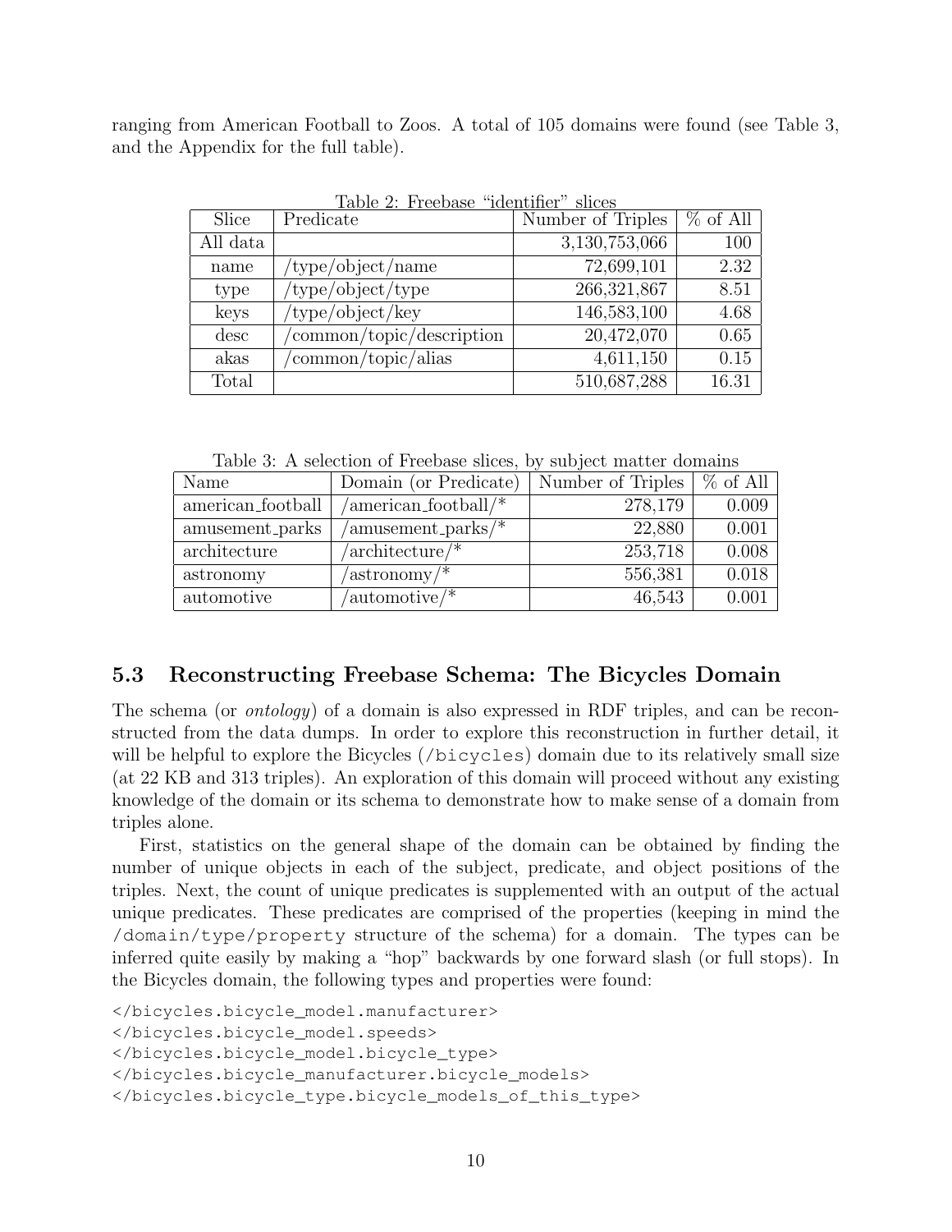ranging from American Football to Zoos. A total of 105 domains were found (see Table 3, and the Appendix for the full table).

Table 2: Freebase "identifier" slices

| Slice | Predicate | Number of Triples | % of All |
|---|---|---|---|
| All data | | 3,130,753,066 | 100 |
| name | /type/object/name | 72,699,101 | 2.32 |
| type | /type/object/type | 266,321,867 | 8.51 |
| keys | /type/object/key | 146,583,100 | 4.68 |
| desc | /common/topic/description | 20,472,070 | 0.65 |
| akas | /common/topic/alias | 4,611,150 | 0.15 |
| Total | | 510,687,288 | 16.31 |

Table 3: A selection of Freebase slices, by subject matter domains

| Name | Domain (or Predicate) | Number of Triples | % of All |
|---|---|---|---|
| american_football | /american_football/* | 278,179 | 0.009 |
| amusement_parks | /amusement_parks/* | 22,880 | 0.001 |
| architecture | /architecture/* | 253,718 | 0.008 |
| astronomy | /astronomy/* | 556,381 | 0.018 |
| automotive | /automotive/* | 46,543 | 0.001 |

### 5.3 Reconstructing Freebase Schema: The Bicycles Domain

The schema (or *ontology*) of a domain is also expressed in RDF triples, and can be reconstructed from the data dumps. In order to explore this reconstruction in further detail, it will be helpful to explore the Bicycles (`/bicycles`) domain due to its relatively small size (at 22 KB and 313 triples). An exploration of this domain will proceed without any existing knowledge of the domain or its schema to demonstrate how to make sense of a domain from triples alone.

First, statistics on the general shape of the domain can be obtained by finding the number of unique objects in each of the subject, predicate, and object positions of the triples. Next, the count of unique predicates is supplemented with an output of the actual unique predicates. These predicates are comprised of the properties (keeping in mind the `/domain/type/property` structure of the schema) for a domain. The types can be inferred quite easily by making a "hop" backwards by one forward slash (or full stops). In the Bicycles domain, the following types and properties were found:

```
</bicycles.bicycle_model.manufacturer>
</bicycles.bicycle_model.speeds>
</bicycles.bicycle_model.bicycle_type>
</bicycles.bicycle_manufacturer.bicycle_models>
</bicycles.bicycle_type.bicycle_models_of_this_type>
```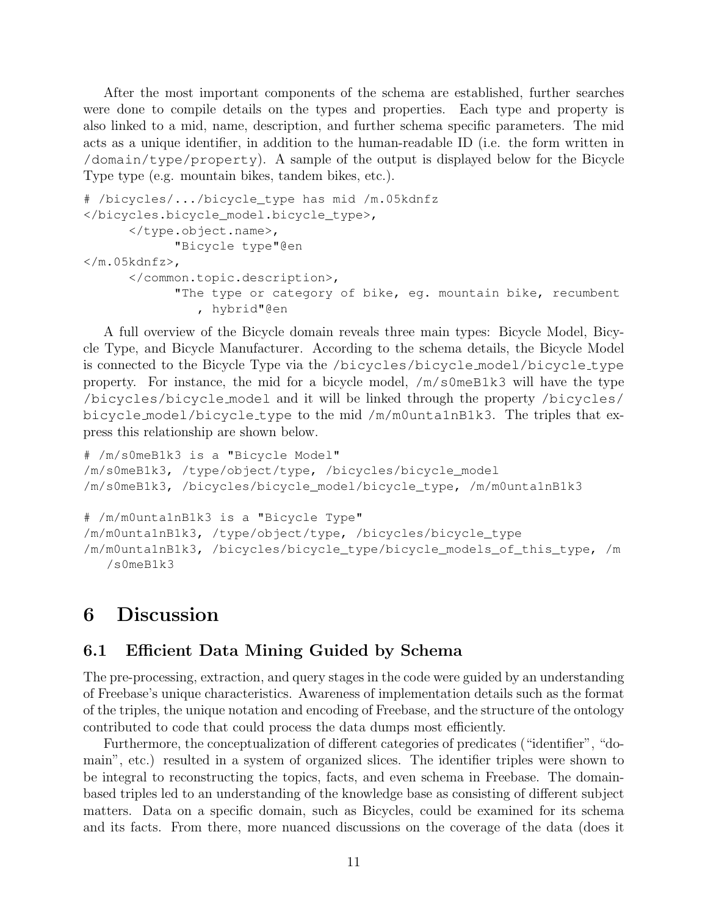After the most important components of the schema are established, further searches were done to compile details on the types and properties. Each type and property is also linked to a mid, name, description, and further schema specific parameters. The mid acts as a unique identifier, in addition to the human-readable ID (i.e. the form written in `/domain/type/property`). A sample of the output is displayed below for the Bicycle Type type (e.g. mountain bikes, tandem bikes, etc.).

```
# /bicycles/.../bicycle_type has mid /m.05kdnfz
</bicycles.bicycle_model.bicycle_type>,
      </type.object.name>,
            "Bicycle type"@en
</m.05kdnfz>,
      </common.topic.description>,
            "The type or category of bike, eg. mountain bike, recumbent
               , hybrid"@en
```

A full overview of the Bicycle domain reveals three main types: Bicycle Model, Bicycle Type, and Bicycle Manufacturer. According to the schema details, the Bicycle Model is connected to the Bicycle Type via the `/bicycles/bicycle_model/bicycle_type` property. For instance, the mid for a bicycle model, `/m/s0meB1k3` will have the type `/bicycles/bicycle_model` and it will be linked through the property `/bicycles/bicycle_model/bicycle_type` to the mid `/m/m0unta1nB1k3`. The triples that express this relationship are shown below.

```
# /m/s0meB1k3 is a "Bicycle Model"
/m/s0meB1k3, /type/object/type, /bicycles/bicycle_model
/m/s0meB1k3, /bicycles/bicycle_model/bicycle_type, /m/m0unta1nB1k3

# /m/m0unta1nB1k3 is a "Bicycle Type"
/m/m0unta1nB1k3, /type/object/type, /bicycles/bicycle_type
/m/m0unta1nB1k3, /bicycles/bicycle_type/bicycle_models_of_this_type, /m
   /s0meB1k3
```

# 6 Discussion

## 6.1 Efficient Data Mining Guided by Schema

The pre-processing, extraction, and query stages in the code were guided by an understanding of Freebase's unique characteristics. Awareness of implementation details such as the format of the triples, the unique notation and encoding of Freebase, and the structure of the ontology contributed to code that could process the data dumps most efficiently.

Furthermore, the conceptualization of different categories of predicates ("identifier", "domain", etc.) resulted in a system of organized slices. The identifier triples were shown to be integral to reconstructing the topics, facts, and even schema in Freebase. The domain-based triples led to an understanding of the knowledge base as consisting of different subject matters. Data on a specific domain, such as Bicycles, could be examined for its schema and its facts. From there, more nuanced discussions on the coverage of the data (does it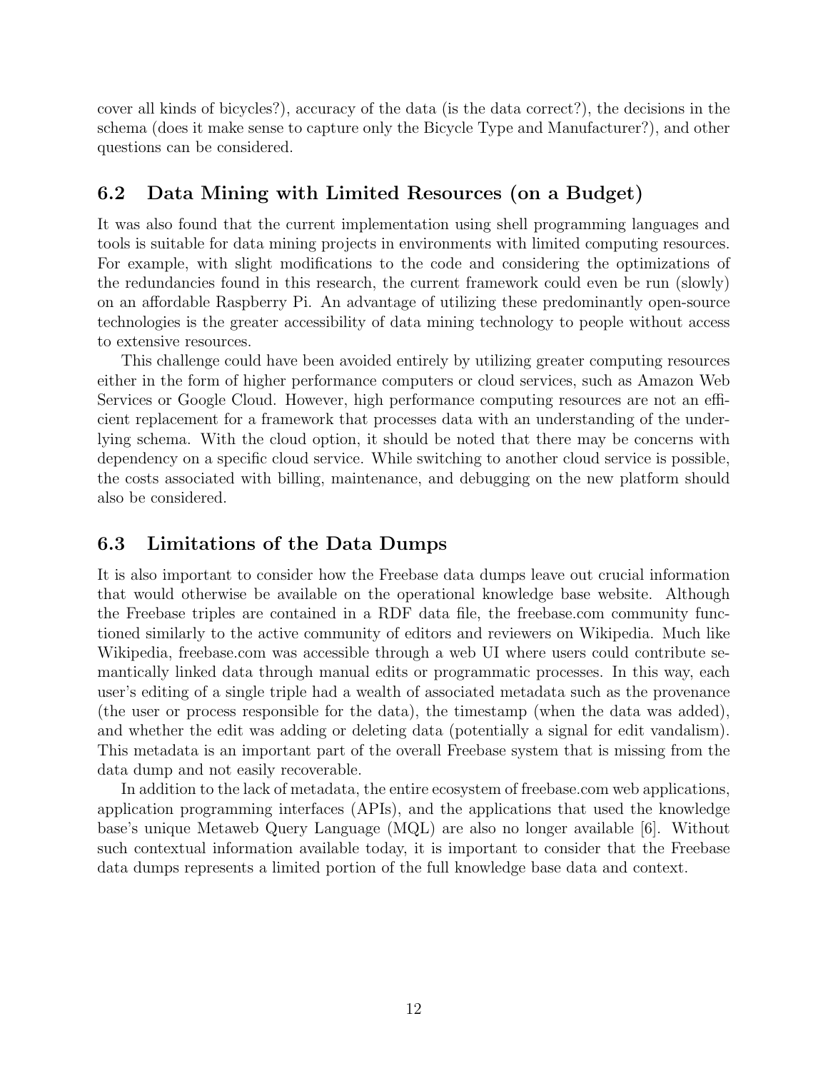cover all kinds of bicycles?), accuracy of the data (is the data correct?), the decisions in the schema (does it make sense to capture only the Bicycle Type and Manufacturer?), and other questions can be considered.

## 6.2 Data Mining with Limited Resources (on a Budget)

It was also found that the current implementation using shell programming languages and tools is suitable for data mining projects in environments with limited computing resources. For example, with slight modifications to the code and considering the optimizations of the redundancies found in this research, the current framework could even be run (slowly) on an affordable Raspberry Pi. An advantage of utilizing these predominantly open-source technologies is the greater accessibility of data mining technology to people without access to extensive resources.

This challenge could have been avoided entirely by utilizing greater computing resources either in the form of higher performance computers or cloud services, such as Amazon Web Services or Google Cloud. However, high performance computing resources are not an efficient replacement for a framework that processes data with an understanding of the underlying schema. With the cloud option, it should be noted that there may be concerns with dependency on a specific cloud service. While switching to another cloud service is possible, the costs associated with billing, maintenance, and debugging on the new platform should also be considered.

## 6.3 Limitations of the Data Dumps

It is also important to consider how the Freebase data dumps leave out crucial information that would otherwise be available on the operational knowledge base website. Although the Freebase triples are contained in a RDF data file, the freebase.com community functioned similarly to the active community of editors and reviewers on Wikipedia. Much like Wikipedia, freebase.com was accessible through a web UI where users could contribute semantically linked data through manual edits or programmatic processes. In this way, each user's editing of a single triple had a wealth of associated metadata such as the provenance (the user or process responsible for the data), the timestamp (when the data was added), and whether the edit was adding or deleting data (potentially a signal for edit vandalism). This metadata is an important part of the overall Freebase system that is missing from the data dump and not easily recoverable.

In addition to the lack of metadata, the entire ecosystem of freebase.com web applications, application programming interfaces (APIs), and the applications that used the knowledge base's unique Metaweb Query Language (MQL) are also no longer available [6]. Without such contextual information available today, it is important to consider that the Freebase data dumps represents a limited portion of the full knowledge base data and context.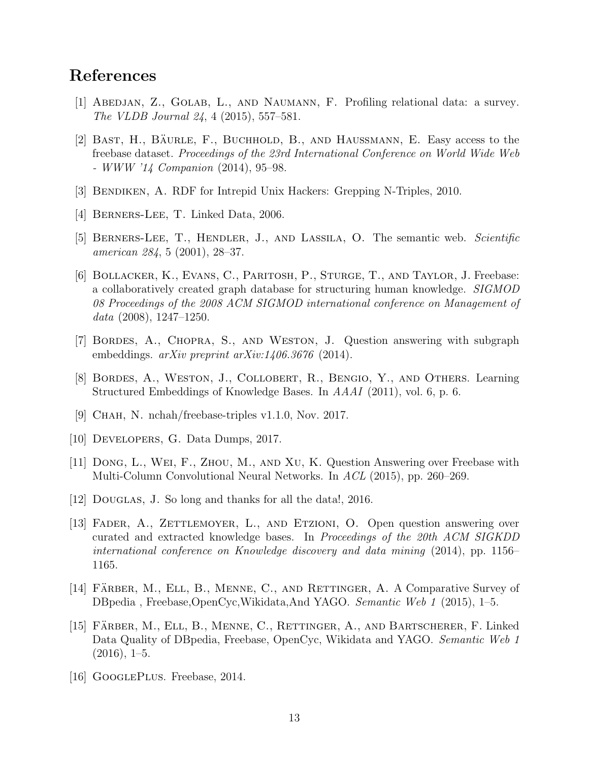## References

[1] Abedjan, Z., Golab, L., and Naumann, F. Profiling relational data: a survey. *The VLDB Journal 24*, 4 (2015), 557–581.

[2] Bast, H., Bäurle, F., Buchhold, B., and Haussmann, E. Easy access to the freebase dataset. *Proceedings of the 23rd International Conference on World Wide Web - WWW '14 Companion* (2014), 95–98.

[3] Bendiken, A. RDF for Intrepid Unix Hackers: Grepping N-Triples, 2010.

[4] Berners-Lee, T. Linked Data, 2006.

[5] Berners-Lee, T., Hendler, J., and Lassila, O. The semantic web. *Scientific american 284*, 5 (2001), 28–37.

[6] Bollacker, K., Evans, C., Paritosh, P., Sturge, T., and Taylor, J. Freebase: a collaboratively created graph database for structuring human knowledge. *SIGMOD 08 Proceedings of the 2008 ACM SIGMOD international conference on Management of data* (2008), 1247–1250.

[7] Bordes, A., Chopra, S., and Weston, J. Question answering with subgraph embeddings. *arXiv preprint arXiv:1406.3676* (2014).

[8] Bordes, A., Weston, J., Collobert, R., Bengio, Y., and Others. Learning Structured Embeddings of Knowledge Bases. In *AAAI* (2011), vol. 6, p. 6.

[9] Chah, N. nchah/freebase-triples v1.1.0, Nov. 2017.

[10] Developers, G. Data Dumps, 2017.

[11] Dong, L., Wei, F., Zhou, M., and Xu, K. Question Answering over Freebase with Multi-Column Convolutional Neural Networks. In *ACL* (2015), pp. 260–269.

[12] Douglas, J. So long and thanks for all the data!, 2016.

[13] Fader, A., Zettlemoyer, L., and Etzioni, O. Open question answering over curated and extracted knowledge bases. In *Proceedings of the 20th ACM SIGKDD international conference on Knowledge discovery and data mining* (2014), pp. 1156–1165.

[14] Färber, M., Ell, B., Menne, C., and Rettinger, A. A Comparative Survey of DBpedia , Freebase,OpenCyc,Wikidata,And YAGO. *Semantic Web 1* (2015), 1–5.

[15] Färber, M., Ell, B., Menne, C., Rettinger, A., and Bartscherer, F. Linked Data Quality of DBpedia, Freebase, OpenCyc, Wikidata and YAGO. *Semantic Web 1* (2016), 1–5.

[16] GooglePlus. Freebase, 2014.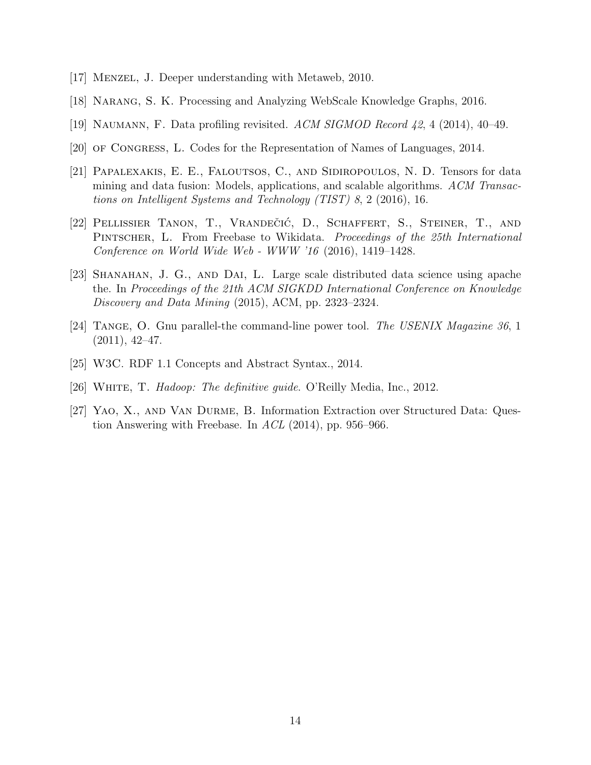[17] Menzel, J. Deeper understanding with Metaweb, 2010.

[18] Narang, S. K. Processing and Analyzing WebScale Knowledge Graphs, 2016.

[19] Naumann, F. Data profiling revisited. *ACM SIGMOD Record 42*, 4 (2014), 40–49.

[20] of Congress, L. Codes for the Representation of Names of Languages, 2014.

[21] Papalexakis, E. E., Faloutsos, C., and Sidiropoulos, N. D. Tensors for data mining and data fusion: Models, applications, and scalable algorithms. *ACM Transactions on Intelligent Systems and Technology (TIST) 8*, 2 (2016), 16.

[22] Pellissier Tanon, T., Vrandečić, D., Schaffert, S., Steiner, T., and Pintscher, L. From Freebase to Wikidata. *Proceedings of the 25th International Conference on World Wide Web - WWW '16* (2016), 1419–1428.

[23] Shanahan, J. G., and Dai, L. Large scale distributed data science using apache the. In *Proceedings of the 21th ACM SIGKDD International Conference on Knowledge Discovery and Data Mining* (2015), ACM, pp. 2323–2324.

[24] Tange, O. Gnu parallel-the command-line power tool. *The USENIX Magazine 36*, 1 (2011), 42–47.

[25] W3C. RDF 1.1 Concepts and Abstract Syntax., 2014.

[26] White, T. *Hadoop: The definitive guide*. O'Reilly Media, Inc., 2012.

[27] Yao, X., and Van Durme, B. Information Extraction over Structured Data: Question Answering with Freebase. In *ACL* (2014), pp. 956–966.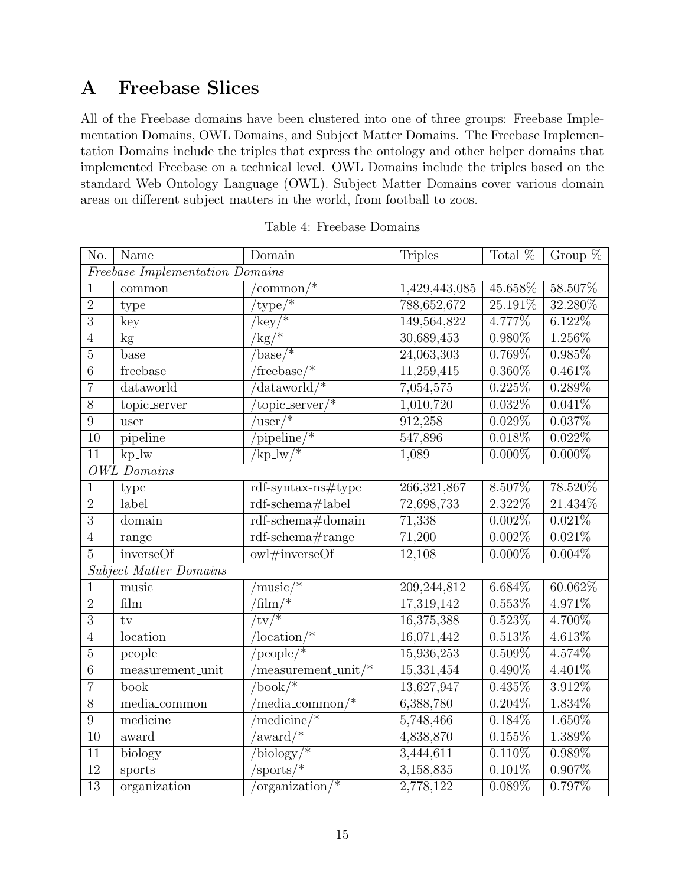# A Freebase Slices

All of the Freebase domains have been clustered into one of three groups: Freebase Implementation Domains, OWL Domains, and Subject Matter Domains. The Freebase Implementation Domains include the triples that express the ontology and other helper domains that implemented Freebase on a technical level. OWL Domains include the triples based on the standard Web Ontology Language (OWL). Subject Matter Domains cover various domain areas on different subject matters in the world, from football to zoos.

Table 4: Freebase Domains

| No. | Name | Domain | Triples | Total % | Group % |
|---|---|---|---|---|---|
| *Freebase Implementation Domains* | | | | | |
| 1 | common | /common/* | 1,429,443,085 | 45.658% | 58.507% |
| 2 | type | /type/* | 788,652,672 | 25.191% | 32.280% |
| 3 | key | /key/* | 149,564,822 | 4.777% | 6.122% |
| 4 | kg | /kg/* | 30,689,453 | 0.980% | 1.256% |
| 5 | base | /base/* | 24,063,303 | 0.769% | 0.985% |
| 6 | freebase | /freebase/* | 11,259,415 | 0.360% | 0.461% |
| 7 | dataworld | /dataworld/* | 7,054,575 | 0.225% | 0.289% |
| 8 | topic_server | /topic_server/* | 1,010,720 | 0.032% | 0.041% |
| 9 | user | /user/* | 912,258 | 0.029% | 0.037% |
| 10 | pipeline | /pipeline/* | 547,896 | 0.018% | 0.022% |
| 11 | kp_lw | /kp_lw/* | 1,089 | 0.000% | 0.000% |
| *OWL Domains* | | | | | |
| 1 | type | rdf-syntax-ns#type | 266,321,867 | 8.507% | 78.520% |
| 2 | label | rdf-schema#label | 72,698,733 | 2.322% | 21.434% |
| 3 | domain | rdf-schema#domain | 71,338 | 0.002% | 0.021% |
| 4 | range | rdf-schema#range | 71,200 | 0.002% | 0.021% |
| 5 | inverseOf | owl#inverseOf | 12,108 | 0.000% | 0.004% |
| *Subject Matter Domains* | | | | | |
| 1 | music | /music/* | 209,244,812 | 6.684% | 60.062% |
| 2 | film | /film/* | 17,319,142 | 0.553% | 4.971% |
| 3 | tv | /tv/* | 16,375,388 | 0.523% | 4.700% |
| 4 | location | /location/* | 16,071,442 | 0.513% | 4.613% |
| 5 | people | /people/* | 15,936,253 | 0.509% | 4.574% |
| 6 | measurement_unit | /measurement_unit/* | 15,331,454 | 0.490% | 4.401% |
| 7 | book | /book/* | 13,627,947 | 0.435% | 3.912% |
| 8 | media_common | /media_common/* | 6,388,780 | 0.204% | 1.834% |
| 9 | medicine | /medicine/* | 5,748,466 | 0.184% | 1.650% |
| 10 | award | /award/* | 4,838,870 | 0.155% | 1.389% |
| 11 | biology | /biology/* | 3,444,611 | 0.110% | 0.989% |
| 12 | sports | /sports/* | 3,158,835 | 0.101% | 0.907% |
| 13 | organization | /organization/* | 2,778,122 | 0.089% | 0.797% |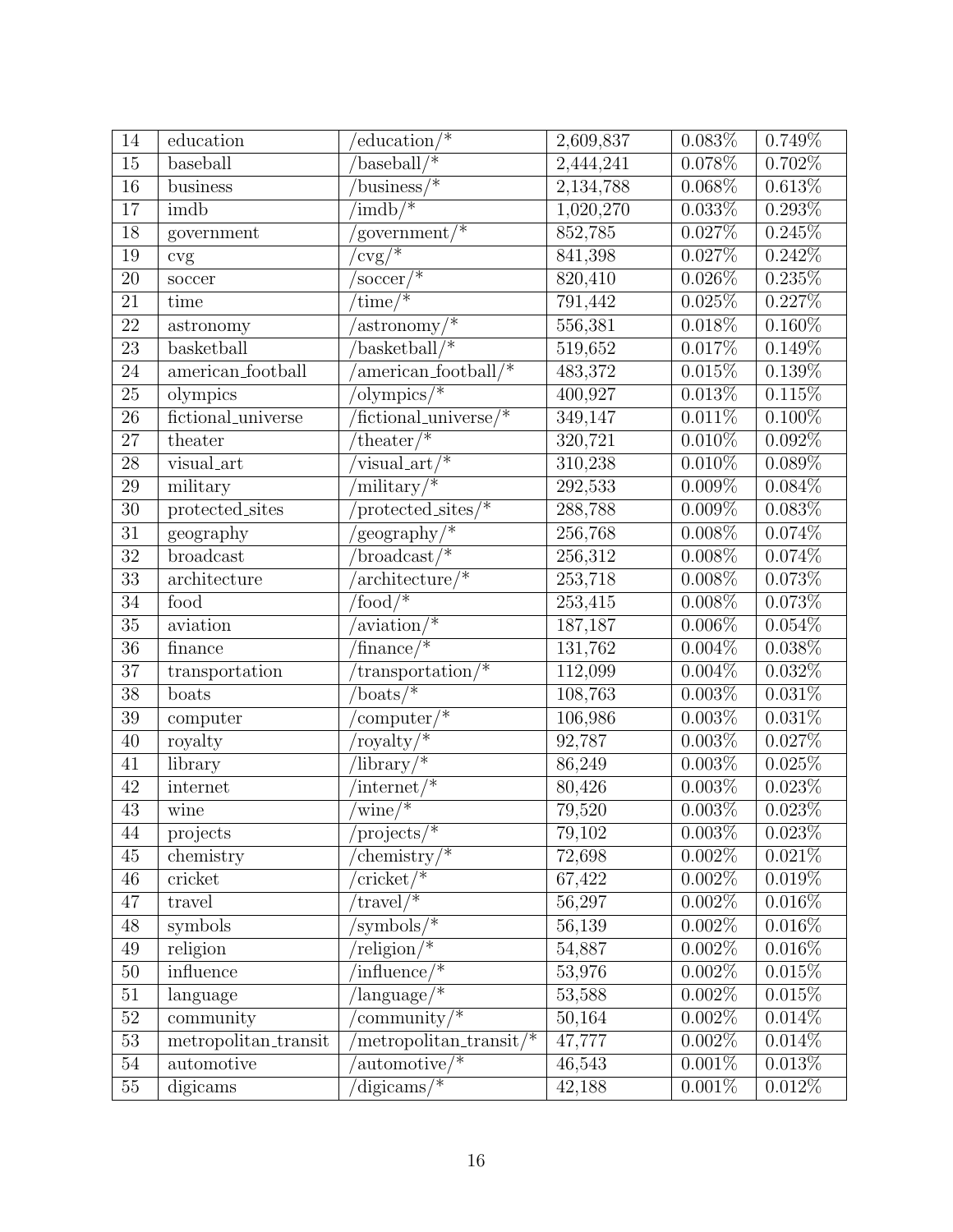| 14 | education | /education/* | 2,609,837 | 0.083% | 0.749% |
|---|---|---|---|---|---|
| 15 | baseball | /baseball/* | 2,444,241 | 0.078% | 0.702% |
| 16 | business | /business/* | 2,134,788 | 0.068% | 0.613% |
| 17 | imdb | /imdb/* | 1,020,270 | 0.033% | 0.293% |
| 18 | government | /government/* | 852,785 | 0.027% | 0.245% |
| 19 | cvg | /cvg/* | 841,398 | 0.027% | 0.242% |
| 20 | soccer | /soccer/* | 820,410 | 0.026% | 0.235% |
| 21 | time | /time/* | 791,442 | 0.025% | 0.227% |
| 22 | astronomy | /astronomy/* | 556,381 | 0.018% | 0.160% |
| 23 | basketball | /basketball/* | 519,652 | 0.017% | 0.149% |
| 24 | american_football | /american_football/* | 483,372 | 0.015% | 0.139% |
| 25 | olympics | /olympics/* | 400,927 | 0.013% | 0.115% |
| 26 | fictional_universe | /fictional_universe/* | 349,147 | 0.011% | 0.100% |
| 27 | theater | /theater/* | 320,721 | 0.010% | 0.092% |
| 28 | visual_art | /visual_art/* | 310,238 | 0.010% | 0.089% |
| 29 | military | /military/* | 292,533 | 0.009% | 0.084% |
| 30 | protected_sites | /protected_sites/* | 288,788 | 0.009% | 0.083% |
| 31 | geography | /geography/* | 256,768 | 0.008% | 0.074% |
| 32 | broadcast | /broadcast/* | 256,312 | 0.008% | 0.074% |
| 33 | architecture | /architecture/* | 253,718 | 0.008% | 0.073% |
| 34 | food | /food/* | 253,415 | 0.008% | 0.073% |
| 35 | aviation | /aviation/* | 187,187 | 0.006% | 0.054% |
| 36 | finance | /finance/* | 131,762 | 0.004% | 0.038% |
| 37 | transportation | /transportation/* | 112,099 | 0.004% | 0.032% |
| 38 | boats | /boats/* | 108,763 | 0.003% | 0.031% |
| 39 | computer | /computer/* | 106,986 | 0.003% | 0.031% |
| 40 | royalty | /royalty/* | 92,787 | 0.003% | 0.027% |
| 41 | library | /library/* | 86,249 | 0.003% | 0.025% |
| 42 | internet | /internet/* | 80,426 | 0.003% | 0.023% |
| 43 | wine | /wine/* | 79,520 | 0.003% | 0.023% |
| 44 | projects | /projects/* | 79,102 | 0.003% | 0.023% |
| 45 | chemistry | /chemistry/* | 72,698 | 0.002% | 0.021% |
| 46 | cricket | /cricket/* | 67,422 | 0.002% | 0.019% |
| 47 | travel | /travel/* | 56,297 | 0.002% | 0.016% |
| 48 | symbols | /symbols/* | 56,139 | 0.002% | 0.016% |
| 49 | religion | /religion/* | 54,887 | 0.002% | 0.016% |
| 50 | influence | /influence/* | 53,976 | 0.002% | 0.015% |
| 51 | language | /language/* | 53,588 | 0.002% | 0.015% |
| 52 | community | /community/* | 50,164 | 0.002% | 0.014% |
| 53 | metropolitan_transit | /metropolitan_transit/* | 47,777 | 0.002% | 0.014% |
| 54 | automotive | /automotive/* | 46,543 | 0.001% | 0.013% |
| 55 | digicams | /digicams/* | 42,188 | 0.001% | 0.012% |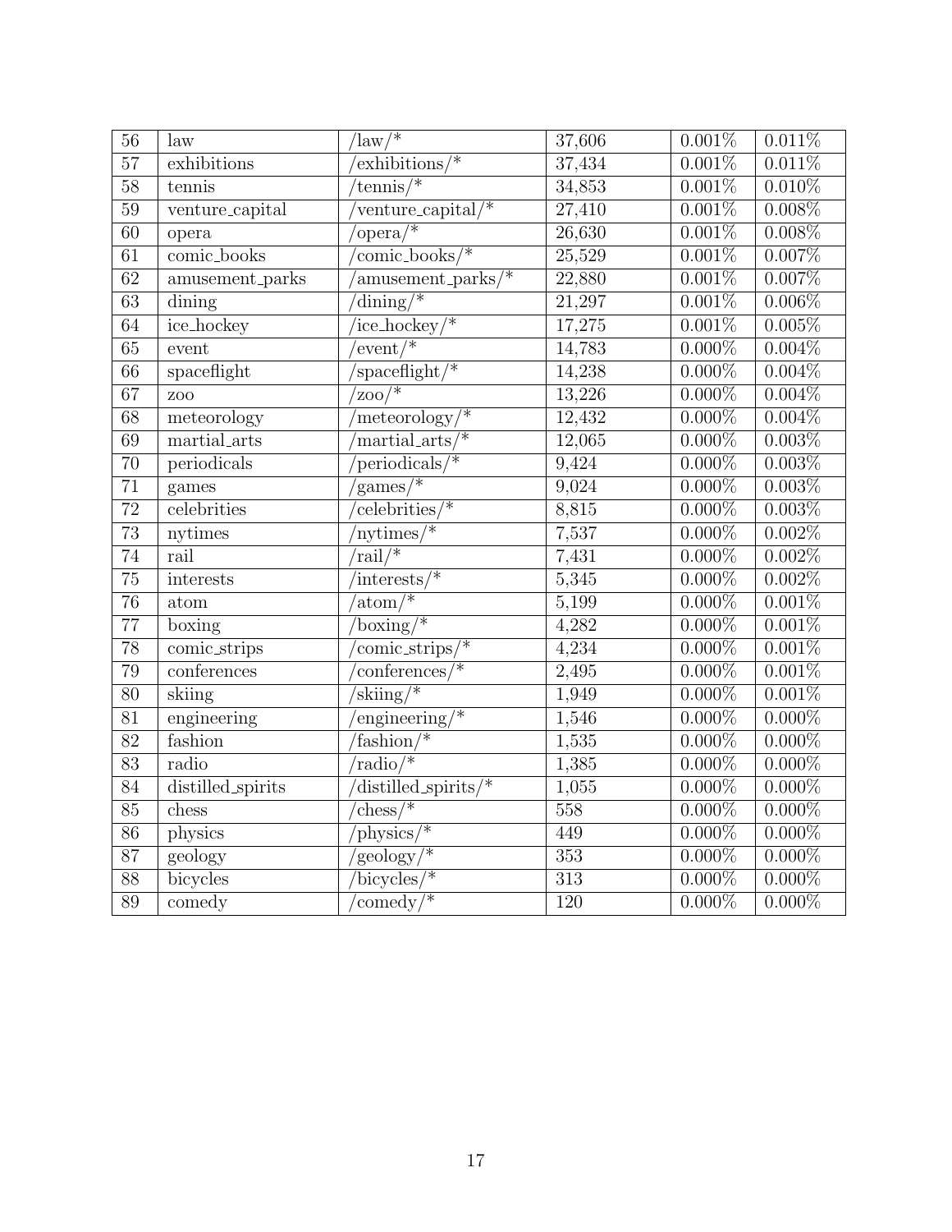| | | | | | |
|---|---|---|---|---|---|
| 56 | law | /law/* | 37,606 | 0.001% | 0.011% |
| 57 | exhibitions | /exhibitions/* | 37,434 | 0.001% | 0.011% |
| 58 | tennis | /tennis/* | 34,853 | 0.001% | 0.010% |
| 59 | venture_capital | /venture_capital/* | 27,410 | 0.001% | 0.008% |
| 60 | opera | /opera/* | 26,630 | 0.001% | 0.008% |
| 61 | comic_books | /comic_books/* | 25,529 | 0.001% | 0.007% |
| 62 | amusement_parks | /amusement_parks/* | 22,880 | 0.001% | 0.007% |
| 63 | dining | /dining/* | 21,297 | 0.001% | 0.006% |
| 64 | ice_hockey | /ice_hockey/* | 17,275 | 0.001% | 0.005% |
| 65 | event | /event/* | 14,783 | 0.000% | 0.004% |
| 66 | spaceflight | /spaceflight/* | 14,238 | 0.000% | 0.004% |
| 67 | zoo | /zoo/* | 13,226 | 0.000% | 0.004% |
| 68 | meteorology | /meteorology/* | 12,432 | 0.000% | 0.004% |
| 69 | martial_arts | /martial_arts/* | 12,065 | 0.000% | 0.003% |
| 70 | periodicals | /periodicals/* | 9,424 | 0.000% | 0.003% |
| 71 | games | /games/* | 9,024 | 0.000% | 0.003% |
| 72 | celebrities | /celebrities/* | 8,815 | 0.000% | 0.003% |
| 73 | nytimes | /nytimes/* | 7,537 | 0.000% | 0.002% |
| 74 | rail | /rail/* | 7,431 | 0.000% | 0.002% |
| 75 | interests | /interests/* | 5,345 | 0.000% | 0.002% |
| 76 | atom | /atom/* | 5,199 | 0.000% | 0.001% |
| 77 | boxing | /boxing/* | 4,282 | 0.000% | 0.001% |
| 78 | comic_strips | /comic_strips/* | 4,234 | 0.000% | 0.001% |
| 79 | conferences | /conferences/* | 2,495 | 0.000% | 0.001% |
| 80 | skiing | /skiing/* | 1,949 | 0.000% | 0.001% |
| 81 | engineering | /engineering/* | 1,546 | 0.000% | 0.000% |
| 82 | fashion | /fashion/* | 1,535 | 0.000% | 0.000% |
| 83 | radio | /radio/* | 1,385 | 0.000% | 0.000% |
| 84 | distilled_spirits | /distilled_spirits/* | 1,055 | 0.000% | 0.000% |
| 85 | chess | /chess/* | 558 | 0.000% | 0.000% |
| 86 | physics | /physics/* | 449 | 0.000% | 0.000% |
| 87 | geology | /geology/* | 353 | 0.000% | 0.000% |
| 88 | bicycles | /bicycles/* | 313 | 0.000% | 0.000% |
| 89 | comedy | /comedy/* | 120 | 0.000% | 0.000% |